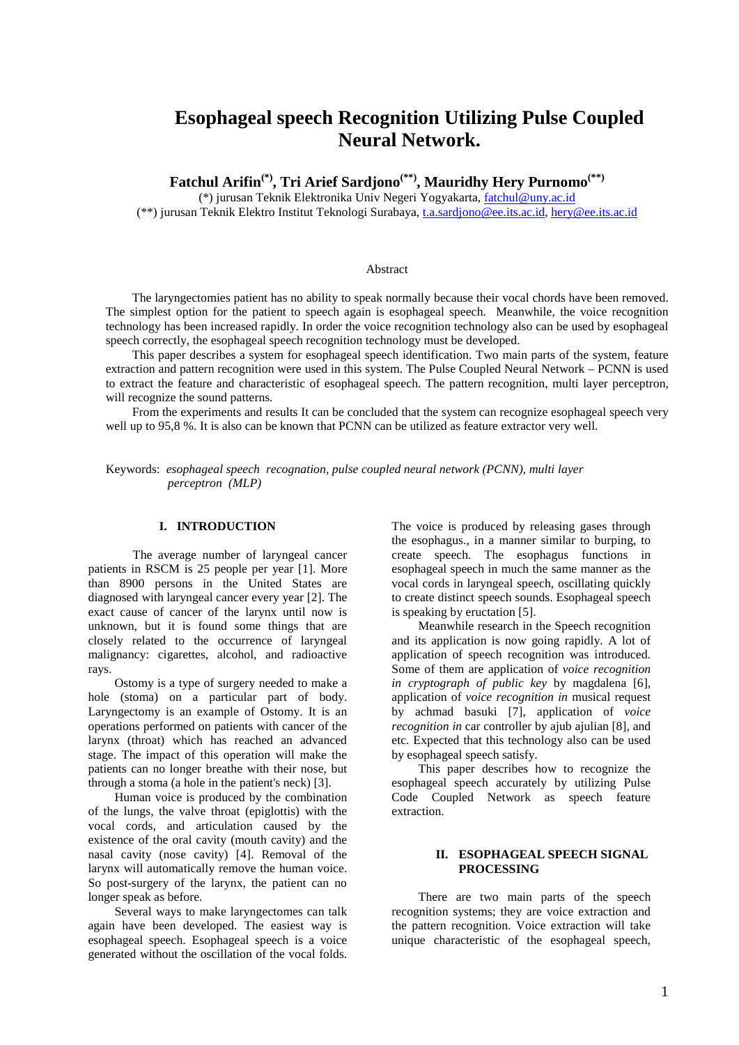# Esophageal speech Recognition Utilizing Pulse Coupled Neural Network.

**Fatchul Arifin(\*), Tri Arief Sardjono(\*\*), Mauridhy Hery Purnomo(\*\*)**

(\*) jurusan Teknik Elektronika Univ Negeri Yogyakarta, fatchul@uny.ac.id
(\*\*) jurusan Teknik Elektro Institut Teknologi Surabaya, t.a.sardjono@ee.its.ac.id, hery@ee.its.ac.id

## Abstract

The laryngectomies patient has no ability to speak normally because their vocal chords have been removed. The simplest option for the patient to speech again is esophageal speech. Meanwhile, the voice recognition technology has been increased rapidly. In order the voice recognition technology also can be used by esophageal speech correctly, the esophageal speech recognition technology must be developed.

This paper describes a system for esophageal speech identification. Two main parts of the system, feature extraction and pattern recognition were used in this system. The Pulse Coupled Neural Network – PCNN is used to extract the feature and characteristic of esophageal speech. The pattern recognition, multi layer perceptron, will recognize the sound patterns.

From the experiments and results It can be concluded that the system can recognize esophageal speech very well up to 95,8 %. It is also can be known that PCNN can be utilized as feature extractor very well.

Keywords: *esophageal speech recognation, pulse coupled neural network (PCNN), multi layer perceptron (MLP)*

## I. INTRODUCTION

The average number of laryngeal cancer patients in RSCM is 25 people per year [1]. More than 8900 persons in the United States are diagnosed with laryngeal cancer every year [2]. The exact cause of cancer of the larynx until now is unknown, but it is found some things that are closely related to the occurrence of laryngeal malignancy: cigarettes, alcohol, and radioactive rays.

Ostomy is a type of surgery needed to make a hole (stoma) on a particular part of body. Laryngectomy is an example of Ostomy. It is an operations performed on patients with cancer of the larynx (throat) which has reached an advanced stage. The impact of this operation will make the patients can no longer breathe with their nose, but through a stoma (a hole in the patient's neck) [3].

Human voice is produced by the combination of the lungs, the valve throat (epiglottis) with the vocal cords, and articulation caused by the existence of the oral cavity (mouth cavity) and the nasal cavity (nose cavity) [4]. Removal of the larynx will automatically remove the human voice. So post-surgery of the larynx, the patient can no longer speak as before.

Several ways to make laryngectomes can talk again have been developed. The easiest way is esophageal speech. Esophageal speech is a voice generated without the oscillation of the vocal folds. The voice is produced by releasing gases through the esophagus., in a manner similar to burping, to create speech. The esophagus functions in esophageal speech in much the same manner as the vocal cords in laryngeal speech, oscillating quickly to create distinct speech sounds. Esophageal speech is speaking by eructation [5].

Meanwhile research in the Speech recognition and its application is now going rapidly. A lot of application of speech recognition was introduced. Some of them are application of *voice recognition in cryptograph of public key* by magdalena [6], application of *voice recognition in* musical request by achmad basuki [7], application of *voice recognition in* car controller by ajub ajulian [8], and etc. Expected that this technology also can be used by esophageal speech satisfy.

This paper describes how to recognize the esophageal speech accurately by utilizing Pulse Code Coupled Network as speech feature extraction.

## II. ESOPHAGEAL SPEECH SIGNAL PROCESSING

There are two main parts of the speech recognition systems; they are voice extraction and the pattern recognition. Voice extraction will take unique characteristic of the esophageal speech,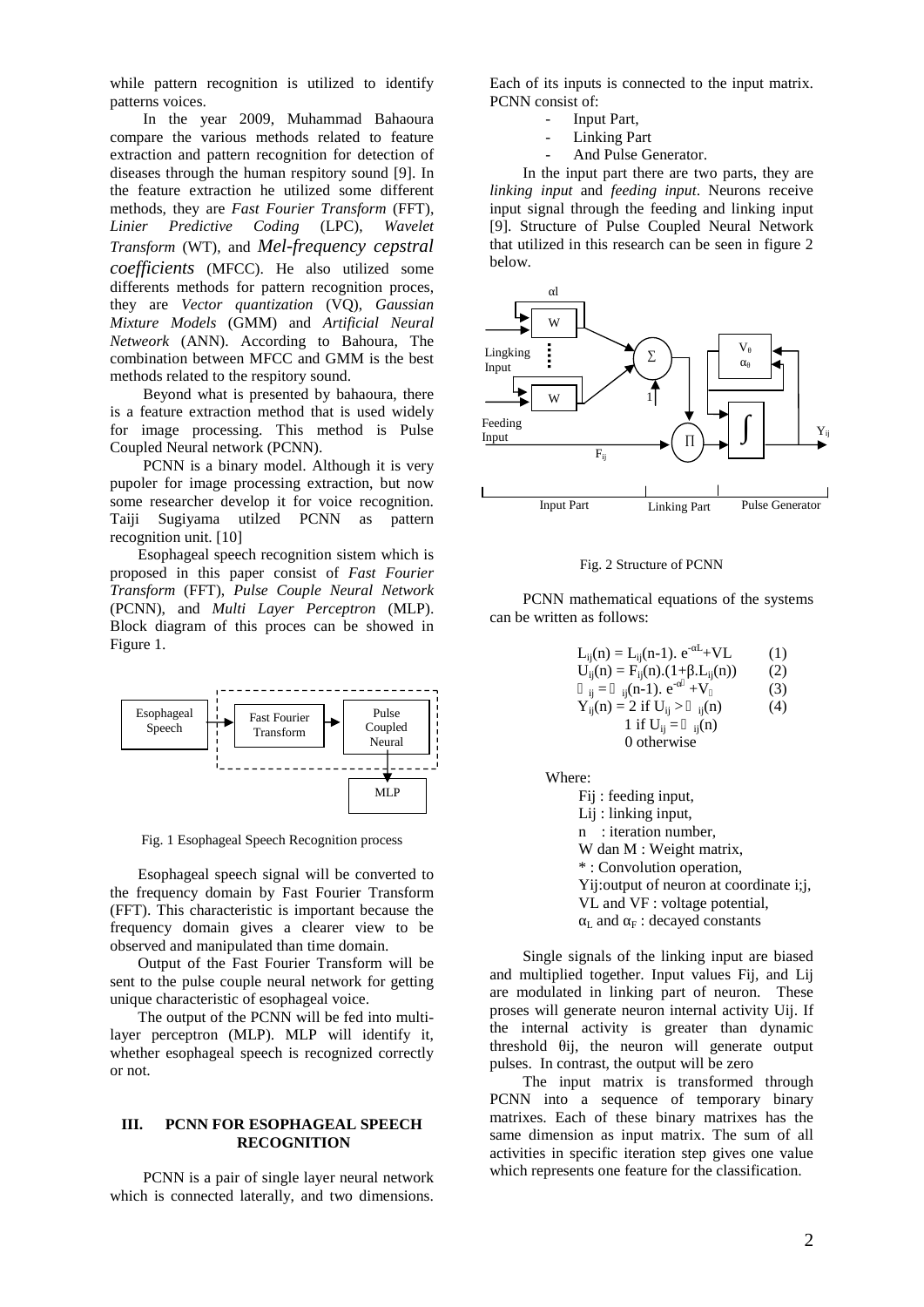while pattern recognition is utilized to identify patterns voices.

In the year 2009, Muhammad Bahaoura compare the various methods related to feature extraction and pattern recognition for detection of diseases through the human respitory sound [9]. In the feature extraction he utilized some different methods, they are *Fast Fourier Transform* (FFT), *Linier Predictive Coding* (LPC), *Wavelet Transform* (WT), and *Mel-frequency cepstral coefficients* (MFCC). He also utilized some differents methods for pattern recognition proces, they are *Vector quantization* (VQ), *Gaussian Mixture Models* (GMM) and *Artificial Neural Netweork* (ANN). According to Bahoura, The combination between MFCC and GMM is the best methods related to the respitory sound.

Beyond what is presented by bahaoura, there is a feature extraction method that is used widely for image processing. This method is Pulse Coupled Neural network (PCNN).

PCNN is a binary model. Although it is very pupoler for image processing extraction, but now some researcher develop it for voice recognition. Taiji Sugiyama utilzed PCNN as pattern recognition unit. [10]

Esophageal speech recognition sistem which is proposed in this paper consist of *Fast Fourier Transform* (FFT), *Pulse Couple Neural Network* (PCNN), and *Multi Layer Perceptron* (MLP). Block diagram of this proces can be showed in Figure 1.

Esophageal Speech → Fast Fourier Transform → Pulse Coupled Neural → MLP

Fig. 1 Esophageal Speech Recognition process

Esophageal speech signal will be converted to the frequency domain by Fast Fourier Transform (FFT). This characteristic is important because the frequency domain gives a clearer view to be observed and manipulated than time domain.

Output of the Fast Fourier Transform will be sent to the pulse couple neural network for getting unique characteristic of esophageal voice.

The output of the PCNN will be fed into multi-layer perceptron (MLP). MLP will identify it, whether esophageal speech is recognized correctly or not.

## III. PCNN FOR ESOPHAGEAL SPEECH RECOGNITION

PCNN is a pair of single layer neural network which is connected laterally, and two dimensions. Each of its inputs is connected to the input matrix. PCNN consist of:

- Input Part,
- Linking Part
- And Pulse Generator.

In the input part there are two parts, they are *linking input* and *feeding input*. Neurons receive input signal through the feeding and linking input [9]. Structure of Pulse Coupled Neural Network that utilized in this research can be seen in figure 2 below.

Fig. 2 Structure of PCNN

PCNN mathematical equations of the systems can be written as follows:

$$L_{ij}(n) = L_{ij}(n-1).\ e^{-\alpha L} + VL \quad (1)$$

$$U_{ij}(n) = F_{ij}(n).(1+\beta.L_{ij}(n)) \quad (2)$$

$$\theta_{ij} = \theta_{ij}(n-1).\ e^{-\alpha\theta} + V_{\theta} \quad (3)$$

$$Y_{ij}(n) = \begin{cases} 2 & \text{if } U_{ij} > \theta_{ij}(n) \\ 1 & \text{if } U_{ij} = \theta_{ij}(n) \\ 0 & \text{otherwise} \end{cases} \quad (4)$$

Where:

- Fij : feeding input,
- Lij : linking input,
- n : iteration number,
- W dan M : Weight matrix,
- * : Convolution operation,
- Yij:output of neuron at coordinate i;j,
- VL and VF : voltage potential,
- $\alpha_L$ and $\alpha_F$ : decayed constants

Single signals of the linking input are biased and multiplied together. Input values Fij, and Lij are modulated in linking part of neuron. These proses will generate neuron internal activity Uij. If the internal activity is greater than dynamic threshold θij, the neuron will generate output pulses. In contrast, the output will be zero

The input matrix is transformed through PCNN into a sequence of temporary binary matrixes. Each of these binary matrixes has the same dimension as input matrix. The sum of all activities in specific iteration step gives one value which represents one feature for the classification.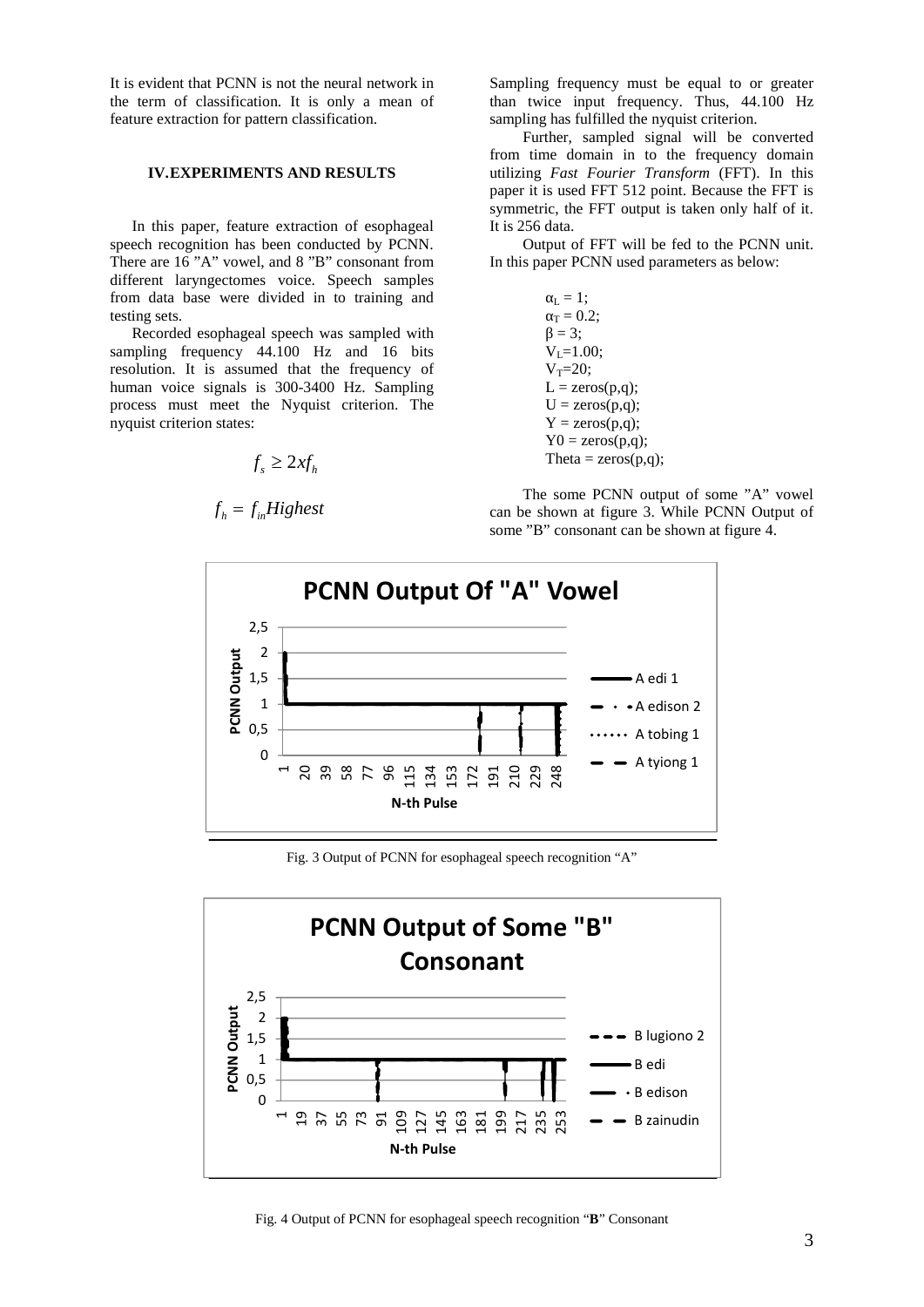It is evident that PCNN is not the neural network in the term of classification. It is only a mean of feature extraction for pattern classification.

## IV. EXPERIMENTS AND RESULTS

In this paper, feature extraction of esophageal speech recognition has been conducted by PCNN. There are 16 "A" vowel, and 8 "B" consonant from different laryngectomes voice. Speech samples from data base were divided in to training and testing sets.

Recorded esophageal speech was sampled with sampling frequency 44.100 Hz and 16 bits resolution. It is assumed that the frequency of human voice signals is 300-3400 Hz. Sampling process must meet the Nyquist criterion. The nyquist criterion states:

$$f_s \geq 2xf_h$$

$$f_h = f_{in}Highest$$

Sampling frequency must be equal to or greater than twice input frequency. Thus, 44.100 Hz sampling has fulfilled the nyquist criterion.

Further, sampled signal will be converted from time domain in to the frequency domain utilizing *Fast Fourier Transform* (FFT). In this paper it is used FFT 512 point. Because the FFT is symmetric, the FFT output is taken only half of it. It is 256 data.

Output of FFT will be fed to the PCNN unit. In this paper PCNN used parameters as below:

$\alpha_L = 1$;
$\alpha_T = 0.2$;
$\beta = 3$;
$V_L$=1.00;
$V_T$=20;
L = zeros(p,q);
U = zeros(p,q);
Y = zeros(p,q);
Y0 = zeros(p,q);
Theta = zeros(p,q);

The some PCNN output of some "A" vowel can be shown at figure 3. While PCNN Output of some "B" consonant can be shown at figure 4.

Fig. 3 Output of PCNN for esophageal speech recognition "A"

Fig. 4 Output of PCNN for esophageal speech recognition "**B**" Consonant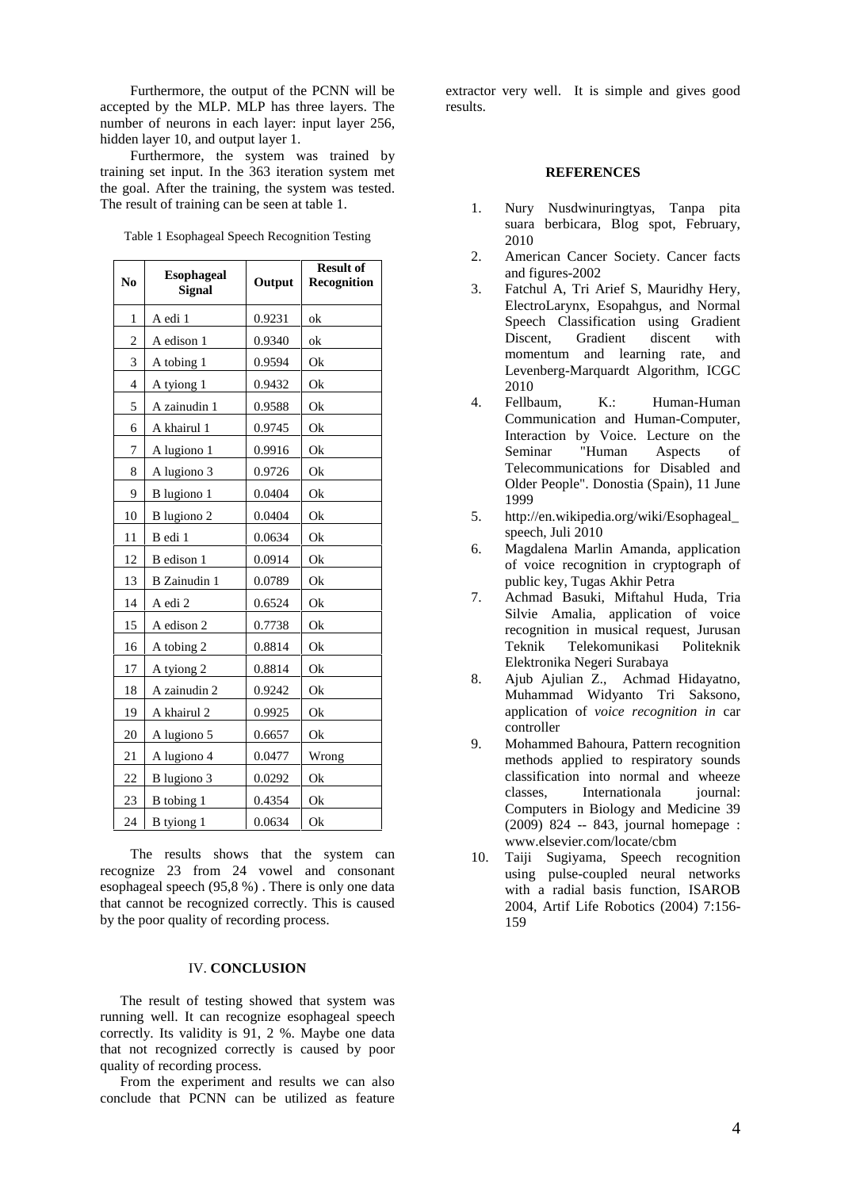Furthermore, the output of the PCNN will be accepted by the MLP. MLP has three layers. The number of neurons in each layer: input layer 256, hidden layer 10, and output layer 1.

Furthermore, the system was trained by training set input. In the 363 iteration system met the goal. After the training, the system was tested. The result of training can be seen at table 1.

Table 1 Esophageal Speech Recognition Testing

| No | Esophageal Signal | Output | Result of Recognition |
|---|---|---|---|
| 1 | A edi 1 | 0.9231 | ok |
| 2 | A edison 1 | 0.9340 | ok |
| 3 | A tobing 1 | 0.9594 | Ok |
| 4 | A tyiong 1 | 0.9432 | Ok |
| 5 | A zainudin 1 | 0.9588 | Ok |
| 6 | A khairul 1 | 0.9745 | Ok |
| 7 | A lugiono 1 | 0.9916 | Ok |
| 8 | A lugiono 3 | 0.9726 | Ok |
| 9 | B lugiono 1 | 0.0404 | Ok |
| 10 | B lugiono 2 | 0.0404 | Ok |
| 11 | B edi 1 | 0.0634 | Ok |
| 12 | B edison 1 | 0.0914 | Ok |
| 13 | B Zainudin 1 | 0.0789 | Ok |
| 14 | A edi 2 | 0.6524 | Ok |
| 15 | A edison 2 | 0.7738 | Ok |
| 16 | A tobing 2 | 0.8814 | Ok |
| 17 | A tyiong 2 | 0.8814 | Ok |
| 18 | A zainudin 2 | 0.9242 | Ok |
| 19 | A khairul 2 | 0.9925 | Ok |
| 20 | A lugiono 5 | 0.6657 | Ok |
| 21 | A lugiono 4 | 0.0477 | Wrong |
| 22 | B lugiono 3 | 0.0292 | Ok |
| 23 | B tobing 1 | 0.4354 | Ok |
| 24 | B tyiong 1 | 0.0634 | Ok |

The results shows that the system can recognize 23 from 24 vowel and consonant esophageal speech (95,8 %) . There is only one data that cannot be recognized correctly. This is caused by the poor quality of recording process.

## IV. CONCLUSION

The result of testing showed that system was running well. It can recognize esophageal speech correctly. Its validity is 91, 2 %. Maybe one data that not recognized correctly is caused by poor quality of recording process.

From the experiment and results we can also conclude that PCNN can be utilized as feature extractor very well. It is simple and gives good results.

## REFERENCES

1. Nury Nusdwinuringtyas, Tanpa pita suara berbicara, Blog spot, February, 2010
2. American Cancer Society. Cancer facts and figures-2002
3. Fatchul A, Tri Arief S, Mauridhy Hery, ElectroLarynx, Esopahgus, and Normal Speech Classification using Gradient Discent, Gradient discent with momentum and learning rate, and Levenberg-Marquardt Algorithm, ICGC 2010
4. Fellbaum, K.: Human-Human Communication and Human-Computer, Interaction by Voice. Lecture on the Seminar "Human Aspects of Telecommunications for Disabled and Older People". Donostia (Spain), 11 June 1999
5. http://en.wikipedia.org/wiki/Esophageal_speech, Juli 2010
6. Magdalena Marlin Amanda, application of voice recognition in cryptograph of public key, Tugas Akhir Petra
7. Achmad Basuki, Miftahul Huda, Tria Silvie Amalia, application of voice recognition in musical request, Jurusan Teknik Telekomunikasi Politeknik Elektronika Negeri Surabaya
8. Ajub Ajulian Z., Achmad Hidayatno, Muhammad Widyanto Tri Saksono, application of *voice recognition in* car controller
9. Mohammed Bahoura, Pattern recognition methods applied to respiratory sounds classification into normal and wheeze classes, Internationala journal: Computers in Biology and Medicine 39 (2009) 824 -- 843, journal homepage : www.elsevier.com/locate/cbm
10. Taiji Sugiyama, Speech recognition using pulse-coupled neural networks with a radial basis function, ISAROB 2004, Artif Life Robotics (2004) 7:156-159